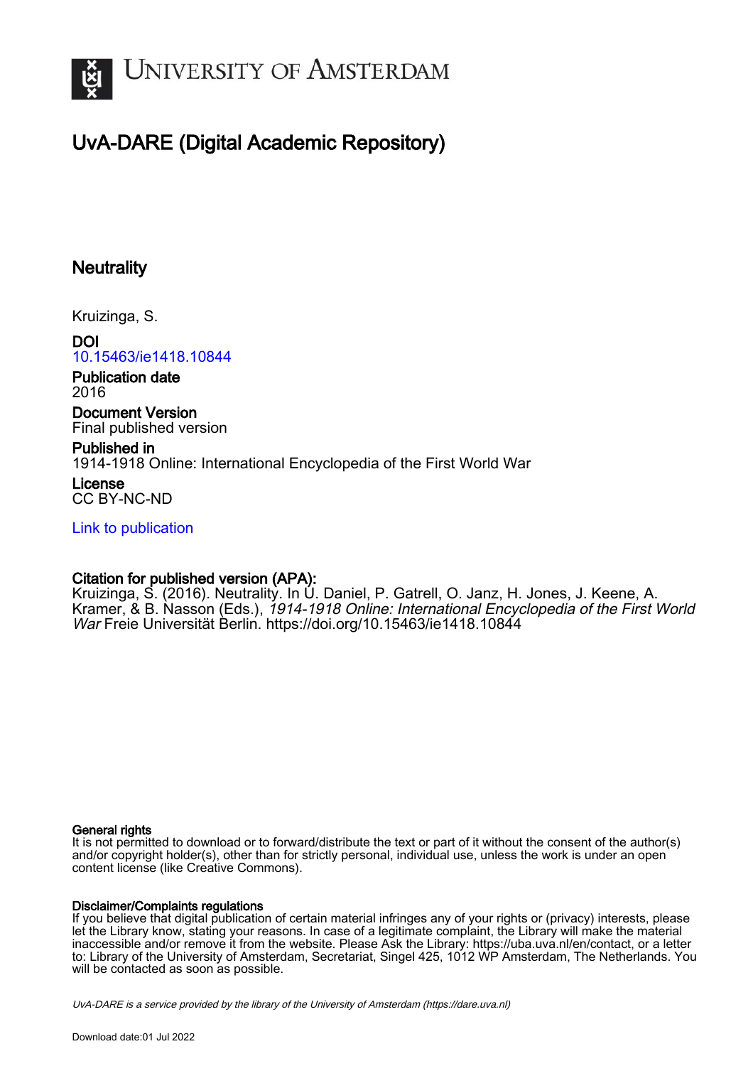University of Amsterdam

# UvA-DARE (Digital Academic Repository)

## Neutrality

Kruizinga, S.

**DOI**
10.15463/ie1418.10844

**Publication date**
2016

**Document Version**
Final published version

**Published in**
1914-1918 Online: International Encyclopedia of the First World War

**License**
CC BY-NC-ND

Link to publication

**Citation for published version (APA):**
Kruizinga, S. (2016). Neutrality. In U. Daniel, P. Gatrell, O. Janz, H. Jones, J. Keene, A. Kramer, & B. Nasson (Eds.), *1914-1918 Online: International Encyclopedia of the First World War* Freie Universität Berlin. https://doi.org/10.15463/ie1418.10844

**General rights**
It is not permitted to download or to forward/distribute the text or part of it without the consent of the author(s) and/or copyright holder(s), other than for strictly personal, individual use, unless the work is under an open content license (like Creative Commons).

**Disclaimer/Complaints regulations**
If you believe that digital publication of certain material infringes any of your rights or (privacy) interests, please let the Library know, stating your reasons. In case of a legitimate complaint, the Library will make the material inaccessible and/or remove it from the website. Please Ask the Library: https://uba.uva.nl/en/contact, or a letter to: Library of the University of Amsterdam, Secretariat, Singel 425, 1012 WP Amsterdam, The Netherlands. You will be contacted as soon as possible.

*UvA-DARE is a service provided by the library of the University of Amsterdam (https://dare.uva.nl)*

Download date:01 Jul 2022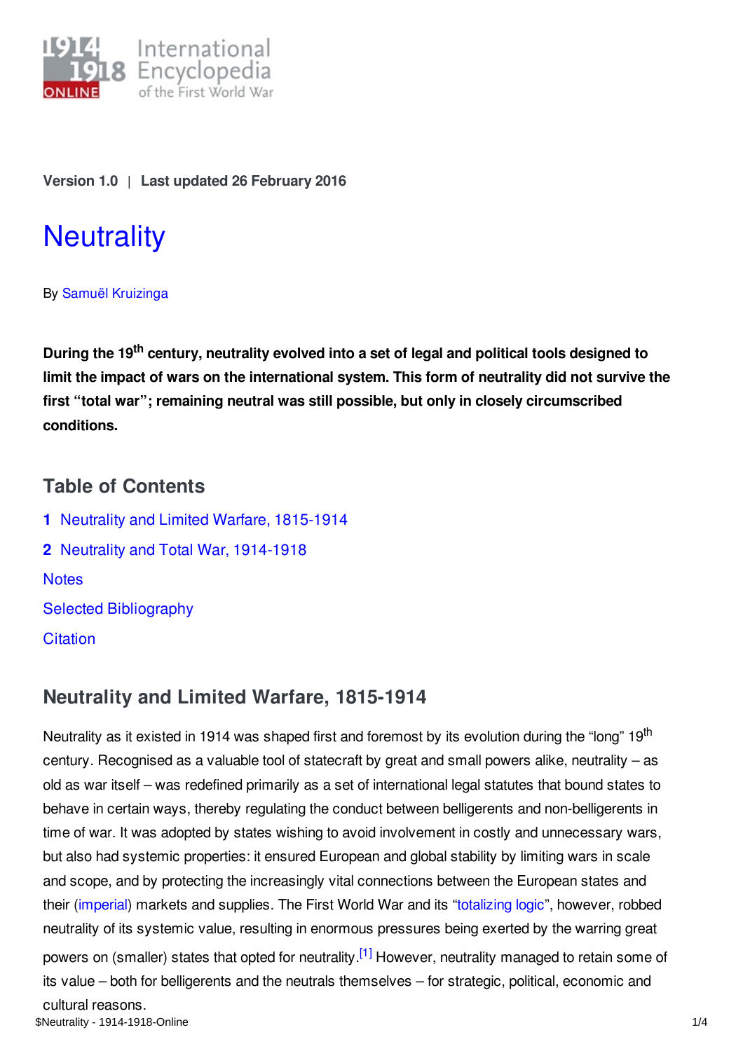Version 1.0 | Last updated 26 February 2016

# Neutrality

By Samuël Kruizinga

**During the 19th century, neutrality evolved into a set of legal and political tools designed to limit the impact of wars on the international system. This form of neutrality did not survive the first "total war"; remaining neutral was still possible, but only in closely circumscribed conditions.**

## Table of Contents

**1** Neutrality and Limited Warfare, 1815-1914

**2** Neutrality and Total War, 1914-1918

Notes

Selected Bibliography

Citation

## Neutrality and Limited Warfare, 1815-1914

Neutrality as it existed in 1914 was shaped first and foremost by its evolution during the "long" 19th century. Recognised as a valuable tool of statecraft by great and small powers alike, neutrality – as old as war itself – was redefined primarily as a set of international legal statutes that bound states to behave in certain ways, thereby regulating the conduct between belligerents and non-belligerents in time of war. It was adopted by states wishing to avoid involvement in costly and unnecessary wars, but also had systemic properties: it ensured European and global stability by limiting wars in scale and scope, and by protecting the increasingly vital connections between the European states and their (imperial) markets and supplies. The First World War and its "totalizing logic", however, robbed neutrality of its systemic value, resulting in enormous pressures being exerted by the warring great powers on (smaller) states that opted for neutrality.[1] However, neutrality managed to retain some of its value – both for belligerents and the neutrals themselves – for strategic, political, economic and cultural reasons.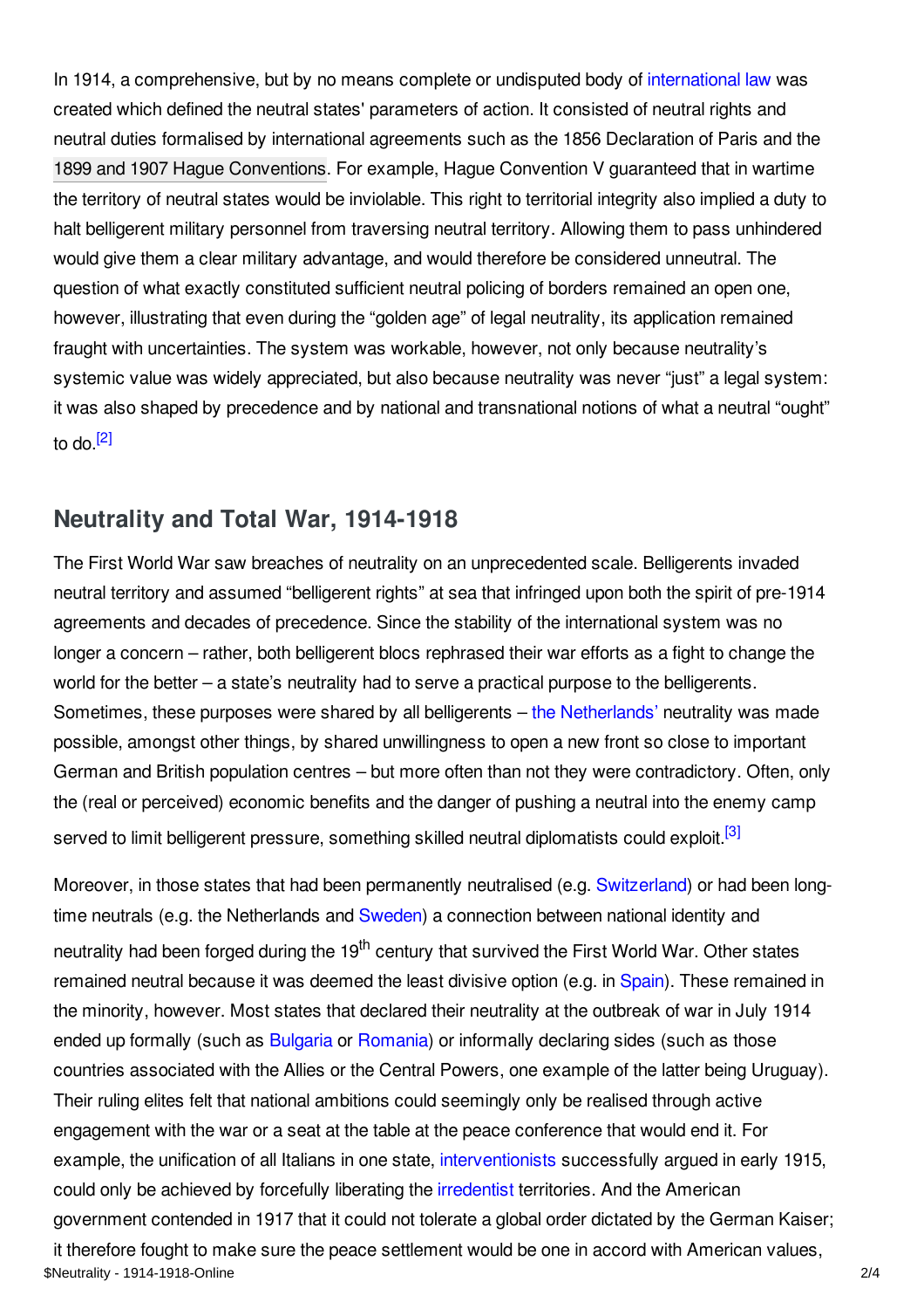In 1914, a comprehensive, but by no means complete or undisputed body of international law was created which defined the neutral states' parameters of action. It consisted of neutral rights and neutral duties formalised by international agreements such as the 1856 Declaration of Paris and the 1899 and 1907 Hague Conventions. For example, Hague Convention V guaranteed that in wartime the territory of neutral states would be inviolable. This right to territorial integrity also implied a duty to halt belligerent military personnel from traversing neutral territory. Allowing them to pass unhindered would give them a clear military advantage, and would therefore be considered unneutral. The question of what exactly constituted sufficient neutral policing of borders remained an open one, however, illustrating that even during the "golden age" of legal neutrality, its application remained fraught with uncertainties. The system was workable, however, not only because neutrality's systemic value was widely appreciated, but also because neutrality was never "just" a legal system: it was also shaped by precedence and by national and transnational notions of what a neutral "ought" to do.[2]

## Neutrality and Total War, 1914-1918

The First World War saw breaches of neutrality on an unprecedented scale. Belligerents invaded neutral territory and assumed "belligerent rights" at sea that infringed upon both the spirit of pre-1914 agreements and decades of precedence. Since the stability of the international system was no longer a concern – rather, both belligerent blocs rephrased their war efforts as a fight to change the world for the better – a state's neutrality had to serve a practical purpose to the belligerents. Sometimes, these purposes were shared by all belligerents – the Netherlands' neutrality was made possible, amongst other things, by shared unwillingness to open a new front so close to important German and British population centres – but more often than not they were contradictory. Often, only the (real or perceived) economic benefits and the danger of pushing a neutral into the enemy camp served to limit belligerent pressure, something skilled neutral diplomatists could exploit.[3]

Moreover, in those states that had been permanently neutralised (e.g. Switzerland) or had been long-time neutrals (e.g. the Netherlands and Sweden) a connection between national identity and neutrality had been forged during the 19th century that survived the First World War. Other states remained neutral because it was deemed the least divisive option (e.g. in Spain). These remained in the minority, however. Most states that declared their neutrality at the outbreak of war in July 1914 ended up formally (such as Bulgaria or Romania) or informally declaring sides (such as those countries associated with the Allies or the Central Powers, one example of the latter being Uruguay). Their ruling elites felt that national ambitions could seemingly only be realised through active engagement with the war or a seat at the table at the peace conference that would end it. For example, the unification of all Italians in one state, interventionists successfully argued in early 1915, could only be achieved by forcefully liberating the irredentist territories. And the American government contended in 1917 that it could not tolerate a global order dictated by the German Kaiser; it therefore fought to make sure the peace settlement would be one in accord with American values,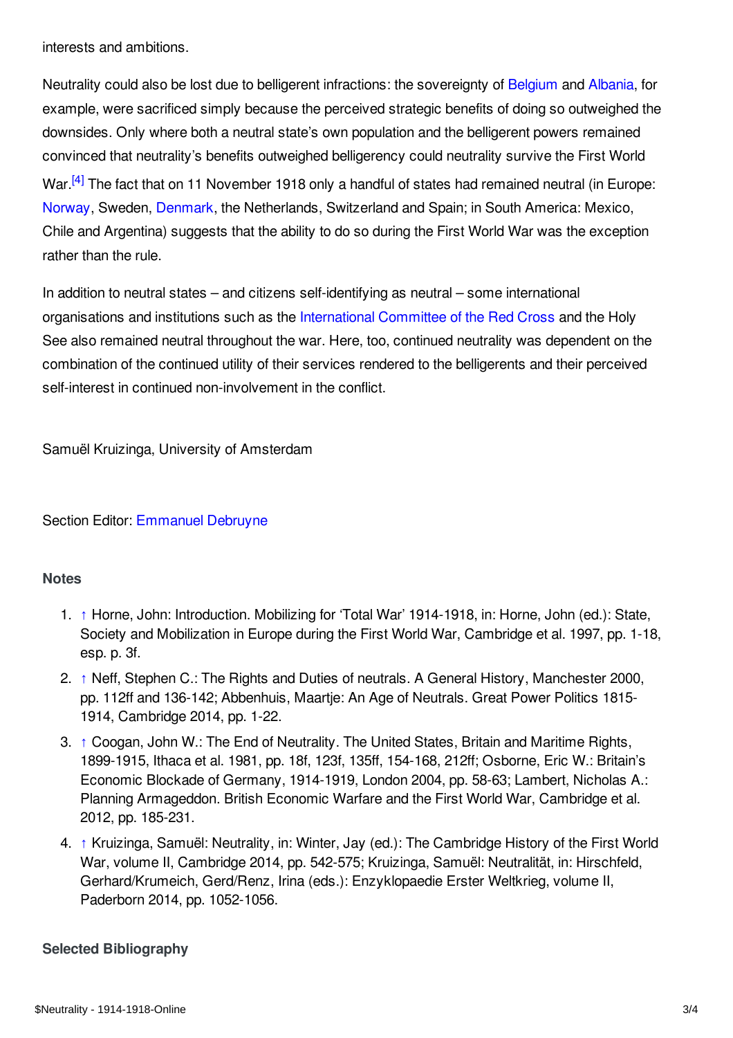interests and ambitions.

Neutrality could also be lost due to belligerent infractions: the sovereignty of Belgium and Albania, for example, were sacrificed simply because the perceived strategic benefits of doing so outweighed the downsides. Only where both a neutral state's own population and the belligerent powers remained convinced that neutrality's benefits outweighed belligerency could neutrality survive the First World War.[4] The fact that on 11 November 1918 only a handful of states had remained neutral (in Europe: Norway, Sweden, Denmark, the Netherlands, Switzerland and Spain; in South America: Mexico, Chile and Argentina) suggests that the ability to do so during the First World War was the exception rather than the rule.

In addition to neutral states – and citizens self-identifying as neutral – some international organisations and institutions such as the International Committee of the Red Cross and the Holy See also remained neutral throughout the war. Here, too, continued neutrality was dependent on the combination of the continued utility of their services rendered to the belligerents and their perceived self-interest in continued non-involvement in the conflict.

Samuël Kruizinga, University of Amsterdam

Section Editor: Emmanuel Debruyne

### Notes

1. ↑ Horne, John: Introduction. Mobilizing for 'Total War' 1914-1918, in: Horne, John (ed.): State, Society and Mobilization in Europe during the First World War, Cambridge et al. 1997, pp. 1-18, esp. p. 3f.
2. ↑ Neff, Stephen C.: The Rights and Duties of neutrals. A General History, Manchester 2000, pp. 112ff and 136-142; Abbenhuis, Maartje: An Age of Neutrals. Great Power Politics 1815-1914, Cambridge 2014, pp. 1-22.
3. ↑ Coogan, John W.: The End of Neutrality. The United States, Britain and Maritime Rights, 1899-1915, Ithaca et al. 1981, pp. 18f, 123f, 135ff, 154-168, 212ff; Osborne, Eric W.: Britain's Economic Blockade of Germany, 1914-1919, London 2004, pp. 58-63; Lambert, Nicholas A.: Planning Armageddon. British Economic Warfare and the First World War, Cambridge et al. 2012, pp. 185-231.
4. ↑ Kruizinga, Samuël: Neutrality, in: Winter, Jay (ed.): The Cambridge History of the First World War, volume II, Cambridge 2014, pp. 542-575; Kruizinga, Samuël: Neutralität, in: Hirschfeld, Gerhard/Krumeich, Gerd/Renz, Irina (eds.): Enzyklopaedie Erster Weltkrieg, volume II, Paderborn 2014, pp. 1052-1056.

### Selected Bibliography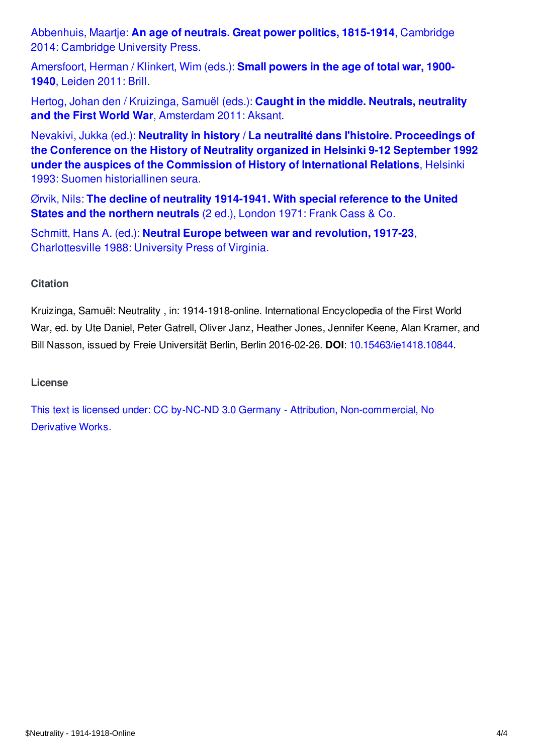Abbenhuis, Maartje: **An age of neutrals. Great power politics, 1815-1914**, Cambridge 2014: Cambridge University Press.

Amersfoort, Herman / Klinkert, Wim (eds.): **Small powers in the age of total war, 1900-1940**, Leiden 2011: Brill.

Hertog, Johan den / Kruizinga, Samuël (eds.): **Caught in the middle. Neutrals, neutrality and the First World War**, Amsterdam 2011: Aksant.

Nevakivi, Jukka (ed.): **Neutrality in history / La neutralité dans l'histoire. Proceedings of the Conference on the History of Neutrality organized in Helsinki 9-12 September 1992 under the auspices of the Commission of History of International Relations**, Helsinki 1993: Suomen historiallinen seura.

Ørvik, Nils: **The decline of neutrality 1914-1941. With special reference to the United States and the northern neutrals** (2 ed.), London 1971: Frank Cass & Co.

Schmitt, Hans A. (ed.): **Neutral Europe between war and revolution, 1917-23**, Charlottesville 1988: University Press of Virginia.

### Citation

Kruizinga, Samuël: Neutrality , in: 1914-1918-online. International Encyclopedia of the First World War, ed. by Ute Daniel, Peter Gatrell, Oliver Janz, Heather Jones, Jennifer Keene, Alan Kramer, and Bill Nasson, issued by Freie Universität Berlin, Berlin 2016-02-26. **DOI**: 10.15463/ie1418.10844.

### License

This text is licensed under: CC by-NC-ND 3.0 Germany - Attribution, Non-commercial, No Derivative Works.